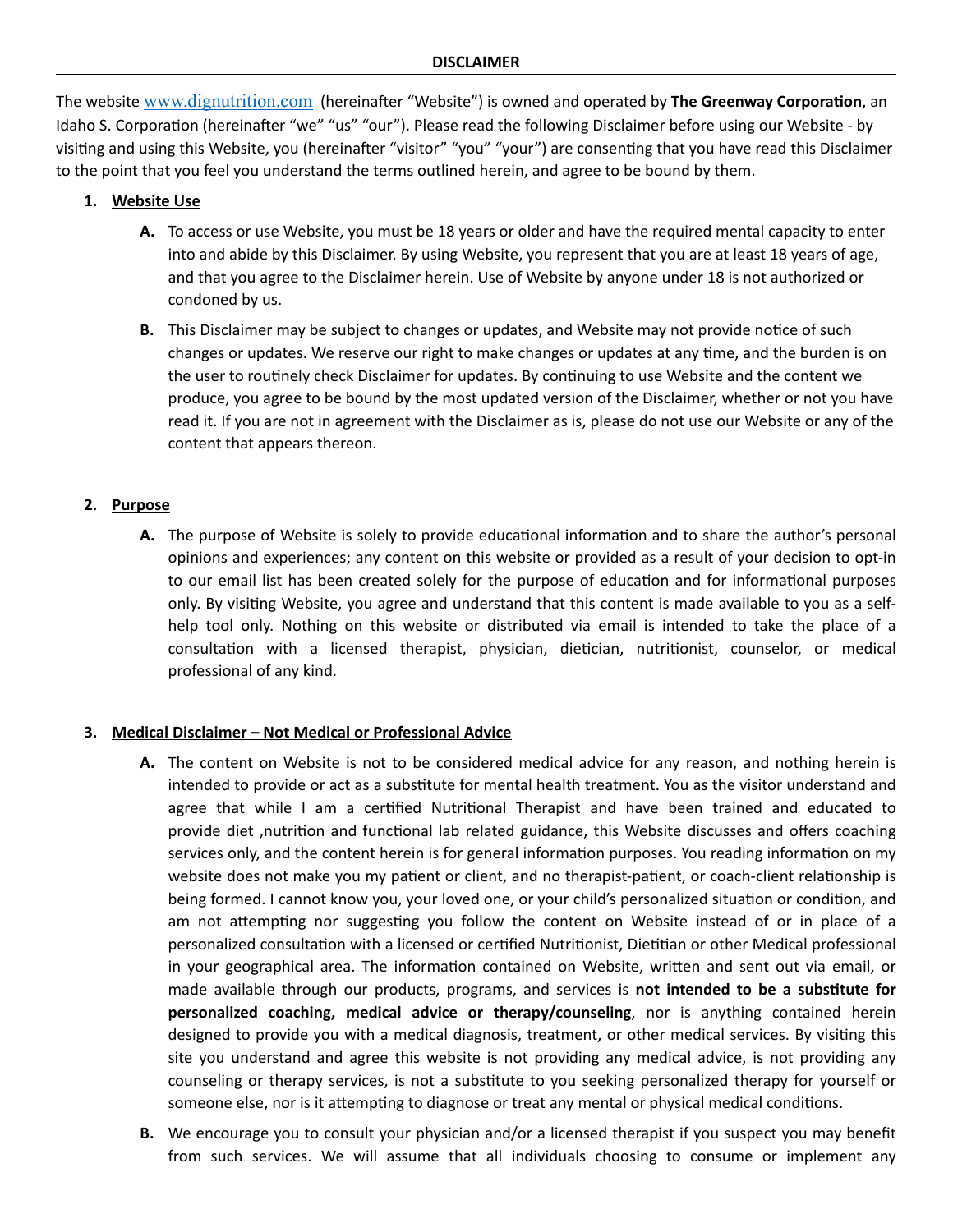# DISCLAIMER

The website www.dignutrition.com (hereinafter "Website") is owned and operated by **The Greenway Corporation**, an Idaho S. Corporation (hereinafter "we" "us" "our"). Please read the following Disclaimer before using our Website - by visiting and using this Website, you (hereinafter "visitor" "you" "your") are consenting that you have read this Disclaimer to the point that you feel you understand the terms outlined herein, and agree to be bound by them.

1. **Website Use**

   **A.** To access or use Website, you must be 18 years or older and have the required mental capacity to enter into and abide by this Disclaimer. By using Website, you represent that you are at least 18 years of age, and that you agree to the Disclaimer herein. Use of Website by anyone under 18 is not authorized or condoned by us.

   **B.** This Disclaimer may be subject to changes or updates, and Website may not provide notice of such changes or updates. We reserve our right to make changes or updates at any time, and the burden is on the user to routinely check Disclaimer for updates. By continuing to use Website and the content we produce, you agree to be bound by the most updated version of the Disclaimer, whether or not you have read it. If you are not in agreement with the Disclaimer as is, please do not use our Website or any of the content that appears thereon.

2. **Purpose**

   **A.** The purpose of Website is solely to provide educational information and to share the author's personal opinions and experiences; any content on this website or provided as a result of your decision to opt-in to our email list has been created solely for the purpose of education and for informational purposes only. By visiting Website, you agree and understand that this content is made available to you as a self-help tool only. Nothing on this website or distributed via email is intended to take the place of a consultation with a licensed therapist, physician, dietician, nutritionist, counselor, or medical professional of any kind.

3. **Medical Disclaimer – Not Medical or Professional Advice**

   **A.** The content on Website is not to be considered medical advice for any reason, and nothing herein is intended to provide or act as a substitute for mental health treatment. You as the visitor understand and agree that while I am a certified Nutritional Therapist and have been trained and educated to provide diet ,nutrition and functional lab related guidance, this Website discusses and offers coaching services only, and the content herein is for general information purposes. You reading information on my website does not make you my patient or client, and no therapist-patient, or coach-client relationship is being formed. I cannot know you, your loved one, or your child's personalized situation or condition, and am not attempting nor suggesting you follow the content on Website instead of or in place of a personalized consultation with a licensed or certified Nutritionist, Dietitian or other Medical professional in your geographical area. The information contained on Website, written and sent out via email, or made available through our products, programs, and services is **not intended to be a substitute for personalized coaching, medical advice or therapy/counseling**, nor is anything contained herein designed to provide you with a medical diagnosis, treatment, or other medical services. By visiting this site you understand and agree this website is not providing any medical advice, is not providing any counseling or therapy services, is not a substitute to you seeking personalized therapy for yourself or someone else, nor is it attempting to diagnose or treat any mental or physical medical conditions.

   **B.** We encourage you to consult your physician and/or a licensed therapist if you suspect you may benefit from such services. We will assume that all individuals choosing to consume or implement any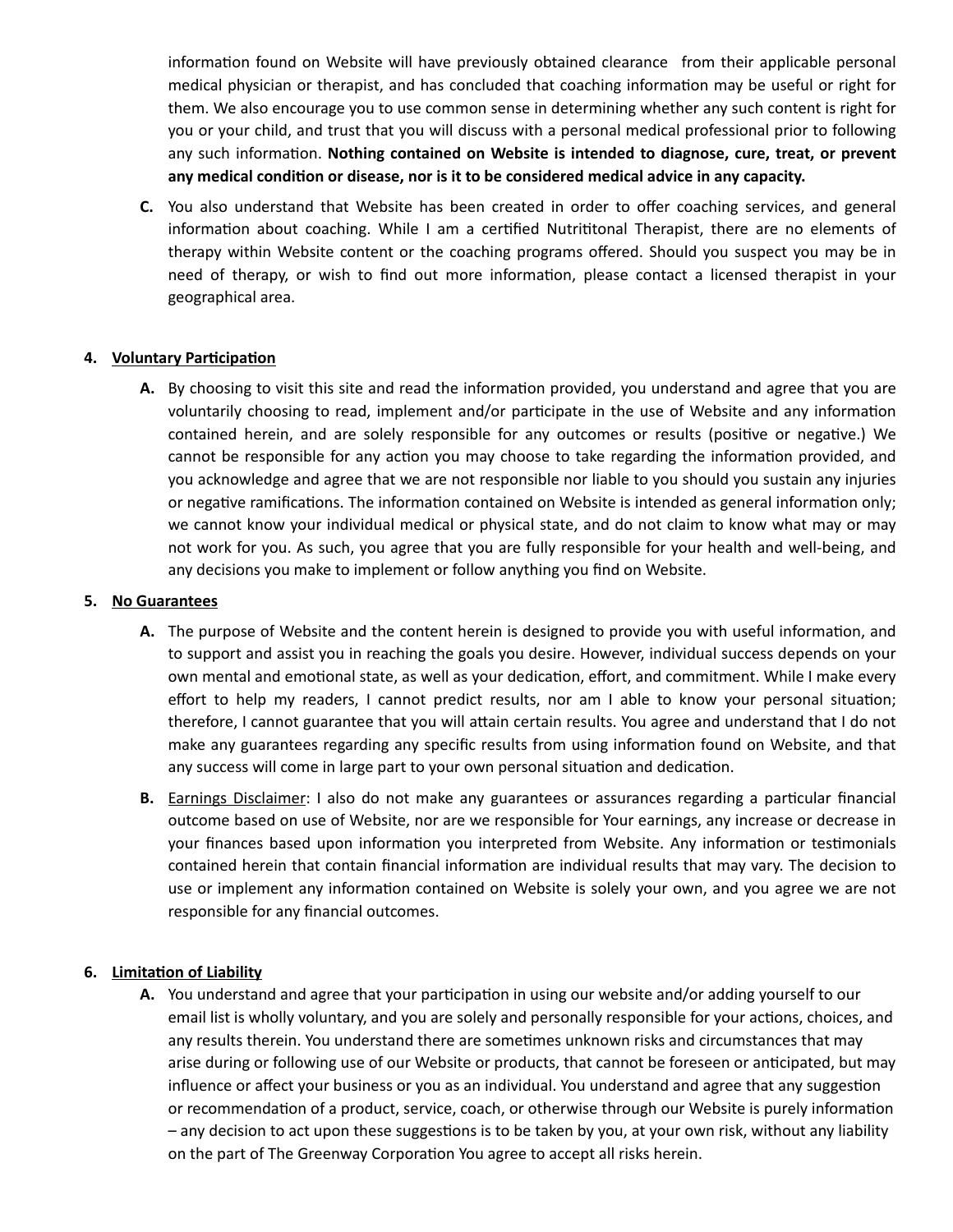information found on Website will have previously obtained clearance from their applicable personal medical physician or therapist, and has concluded that coaching information may be useful or right for them. We also encourage you to use common sense in determining whether any such content is right for you or your child, and trust that you will discuss with a personal medical professional prior to following any such information. **Nothing contained on Website is intended to diagnose, cure, treat, or prevent any medical condition or disease, nor is it to be considered medical advice in any capacity.**

**C.** You also understand that Website has been created in order to offer coaching services, and general information about coaching. While I am a certified Nutritional Therapist, there are no elements of therapy within Website content or the coaching programs offered. Should you suspect you may be in need of therapy, or wish to find out more information, please contact a licensed therapist in your geographical area.

**4. Voluntary Participation**

**A.** By choosing to visit this site and read the information provided, you understand and agree that you are voluntarily choosing to read, implement and/or participate in the use of Website and any information contained herein, and are solely responsible for any outcomes or results (positive or negative.) We cannot be responsible for any action you may choose to take regarding the information provided, and you acknowledge and agree that we are not responsible nor liable to you should you sustain any injuries or negative ramifications. The information contained on Website is intended as general information only; we cannot know your individual medical or physical state, and do not claim to know what may or may not work for you. As such, you agree that you are fully responsible for your health and well-being, and any decisions you make to implement or follow anything you find on Website.

**5. No Guarantees**

**A.** The purpose of Website and the content herein is designed to provide you with useful information, and to support and assist you in reaching the goals you desire. However, individual success depends on your own mental and emotional state, as well as your dedication, effort, and commitment. While I make every effort to help my readers, I cannot predict results, nor am I able to know your personal situation; therefore, I cannot guarantee that you will attain certain results. You agree and understand that I do not make any guarantees regarding any specific results from using information found on Website, and that any success will come in large part to your own personal situation and dedication.

**B.** Earnings Disclaimer: I also do not make any guarantees or assurances regarding a particular financial outcome based on use of Website, nor are we responsible for Your earnings, any increase or decrease in your finances based upon information you interpreted from Website. Any information or testimonials contained herein that contain financial information are individual results that may vary. The decision to use or implement any information contained on Website is solely your own, and you agree we are not responsible for any financial outcomes.

**6. Limitation of Liability**

**A.** You understand and agree that your participation in using our website and/or adding yourself to our email list is wholly voluntary, and you are solely and personally responsible for your actions, choices, and any results therein. You understand there are sometimes unknown risks and circumstances that may arise during or following use of our Website or products, that cannot be foreseen or anticipated, but may influence or affect your business or you as an individual. You understand and agree that any suggestion or recommendation of a product, service, coach, or otherwise through our Website is purely information – any decision to act upon these suggestions is to be taken by you, at your own risk, without any liability on the part of The Greenway Corporation You agree to accept all risks herein.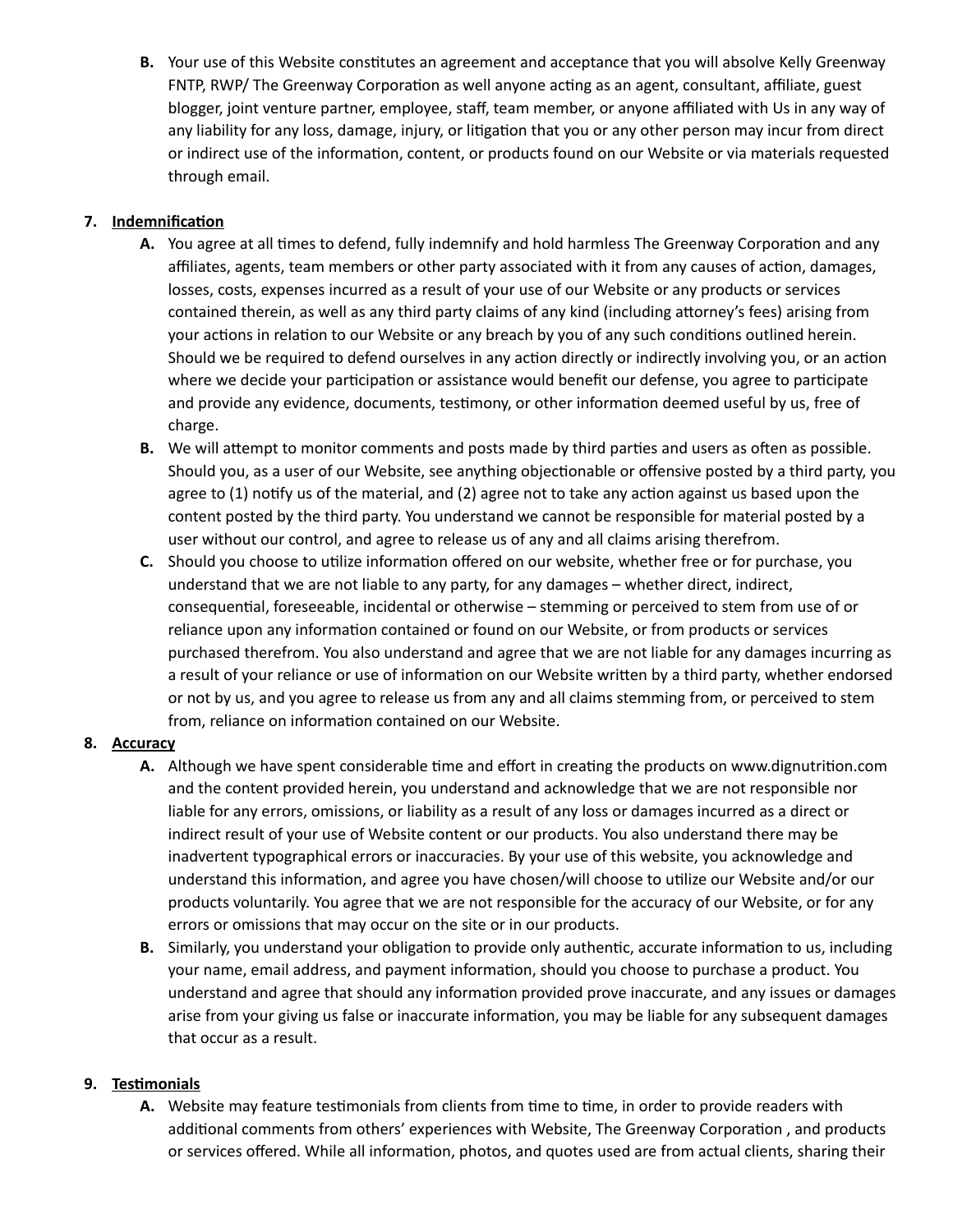B. Your use of this Website constitutes an agreement and acceptance that you will absolve Kelly Greenway FNTP, RWP/ The Greenway Corporation as well anyone acting as an agent, consultant, affiliate, guest blogger, joint venture partner, employee, staff, team member, or anyone affiliated with Us in any way of any liability for any loss, damage, injury, or litigation that you or any other person may incur from direct or indirect use of the information, content, or products found on our Website or via materials requested through email.

7. **Indemnification**

   A. You agree at all times to defend, fully indemnify and hold harmless The Greenway Corporation and any affiliates, agents, team members or other party associated with it from any causes of action, damages, losses, costs, expenses incurred as a result of your use of our Website or any products or services contained therein, as well as any third party claims of any kind (including attorney's fees) arising from your actions in relation to our Website or any breach by you of any such conditions outlined herein. Should we be required to defend ourselves in any action directly or indirectly involving you, or an action where we decide your participation or assistance would benefit our defense, you agree to participate and provide any evidence, documents, testimony, or other information deemed useful by us, free of charge.

   B. We will attempt to monitor comments and posts made by third parties and users as often as possible. Should you, as a user of our Website, see anything objectionable or offensive posted by a third party, you agree to (1) notify us of the material, and (2) agree not to take any action against us based upon the content posted by the third party. You understand we cannot be responsible for material posted by a user without our control, and agree to release us of any and all claims arising therefrom.

   C. Should you choose to utilize information offered on our website, whether free or for purchase, you understand that we are not liable to any party, for any damages – whether direct, indirect, consequential, foreseeable, incidental or otherwise – stemming or perceived to stem from use of or reliance upon any information contained or found on our Website, or from products or services purchased therefrom. You also understand and agree that we are not liable for any damages incurring as a result of your reliance or use of information on our Website written by a third party, whether endorsed or not by us, and you agree to release us from any and all claims stemming from, or perceived to stem from, reliance on information contained on our Website.

8. **Accuracy**

   A. Although we have spent considerable time and effort in creating the products on www.dignutrition.com and the content provided herein, you understand and acknowledge that we are not responsible nor liable for any errors, omissions, or liability as a result of any loss or damages incurred as a direct or indirect result of your use of Website content or our products. You also understand there may be inadvertent typographical errors or inaccuracies. By your use of this website, you acknowledge and understand this information, and agree you have chosen/will choose to utilize our Website and/or our products voluntarily. You agree that we are not responsible for the accuracy of our Website, or for any errors or omissions that may occur on the site or in our products.

   B. Similarly, you understand your obligation to provide only authentic, accurate information to us, including your name, email address, and payment information, should you choose to purchase a product. You understand and agree that should any information provided prove inaccurate, and any issues or damages arise from your giving us false or inaccurate information, you may be liable for any subsequent damages that occur as a result.

9. **Testimonials**

   A. Website may feature testimonials from clients from time to time, in order to provide readers with additional comments from others' experiences with Website, The Greenway Corporation , and products or services offered. While all information, photos, and quotes used are from actual clients, sharing their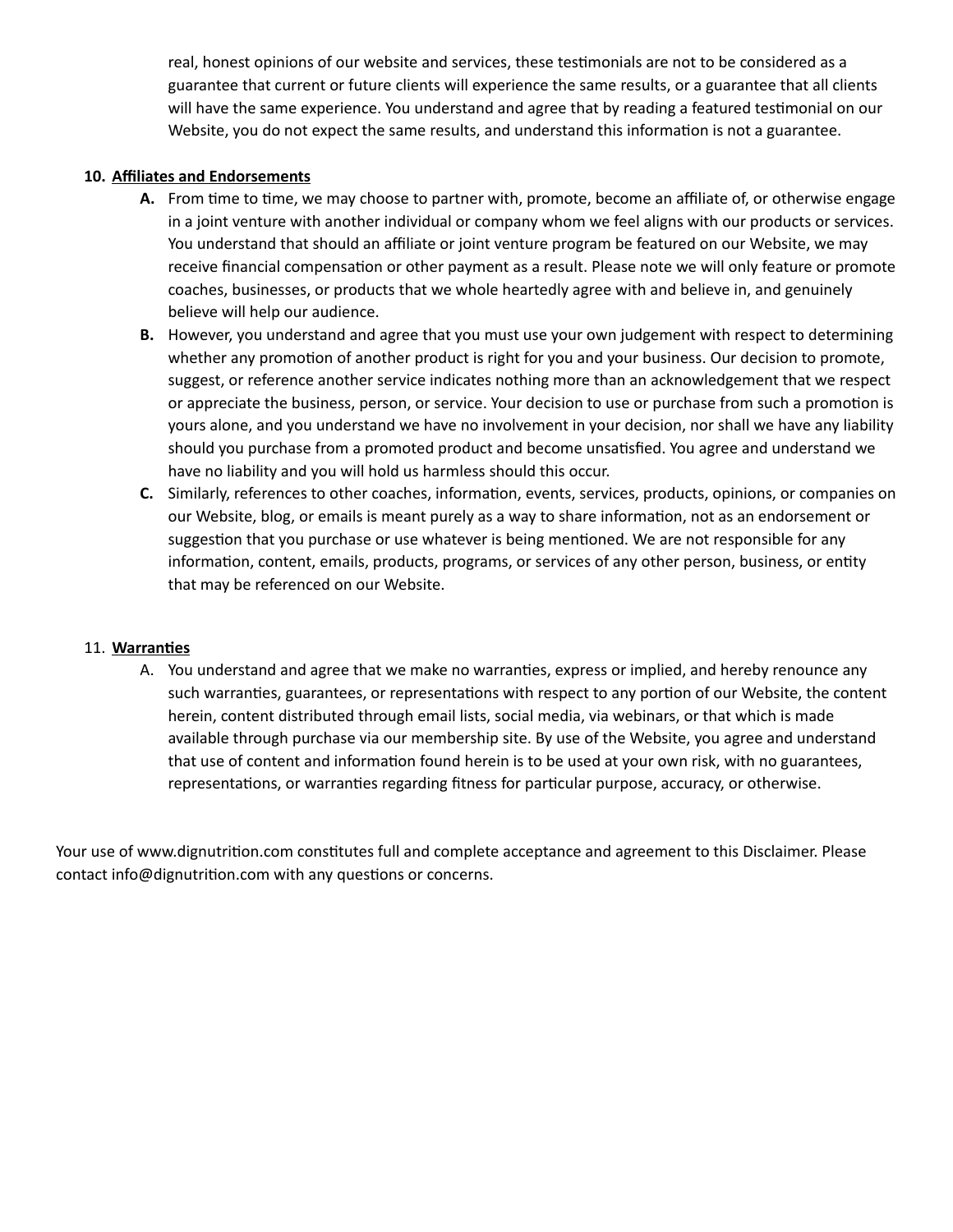real, honest opinions of our website and services, these testimonials are not to be considered as a guarantee that current or future clients will experience the same results, or a guarantee that all clients will have the same experience. You understand and agree that by reading a featured testimonial on our Website, you do not expect the same results, and understand this information is not a guarantee.

10. **Affiliates and Endorsements**
    - **A.** From time to time, we may choose to partner with, promote, become an affiliate of, or otherwise engage in a joint venture with another individual or company whom we feel aligns with our products or services. You understand that should an affiliate or joint venture program be featured on our Website, we may receive financial compensation or other payment as a result. Please note we will only feature or promote coaches, businesses, or products that we whole heartedly agree with and believe in, and genuinely believe will help our audience.
    - **B.** However, you understand and agree that you must use your own judgement with respect to determining whether any promotion of another product is right for you and your business. Our decision to promote, suggest, or reference another service indicates nothing more than an acknowledgement that we respect or appreciate the business, person, or service. Your decision to use or purchase from such a promotion is yours alone, and you understand we have no involvement in your decision, nor shall we have any liability should you purchase from a promoted product and become unsatisfied. You agree and understand we have no liability and you will hold us harmless should this occur.
    - **C.** Similarly, references to other coaches, information, events, services, products, opinions, or companies on our Website, blog, or emails is meant purely as a way to share information, not as an endorsement or suggestion that you purchase or use whatever is being mentioned. We are not responsible for any information, content, emails, products, programs, or services of any other person, business, or entity that may be referenced on our Website.

11. **Warranties**
    - A. You understand and agree that we make no warranties, express or implied, and hereby renounce any such warranties, guarantees, or representations with respect to any portion of our Website, the content herein, content distributed through email lists, social media, via webinars, or that which is made available through purchase via our membership site. By use of the Website, you agree and understand that use of content and information found herein is to be used at your own risk, with no guarantees, representations, or warranties regarding fitness for particular purpose, accuracy, or otherwise.

Your use of www.dignutrition.com constitutes full and complete acceptance and agreement to this Disclaimer. Please contact info@dignutrition.com with any questions or concerns.